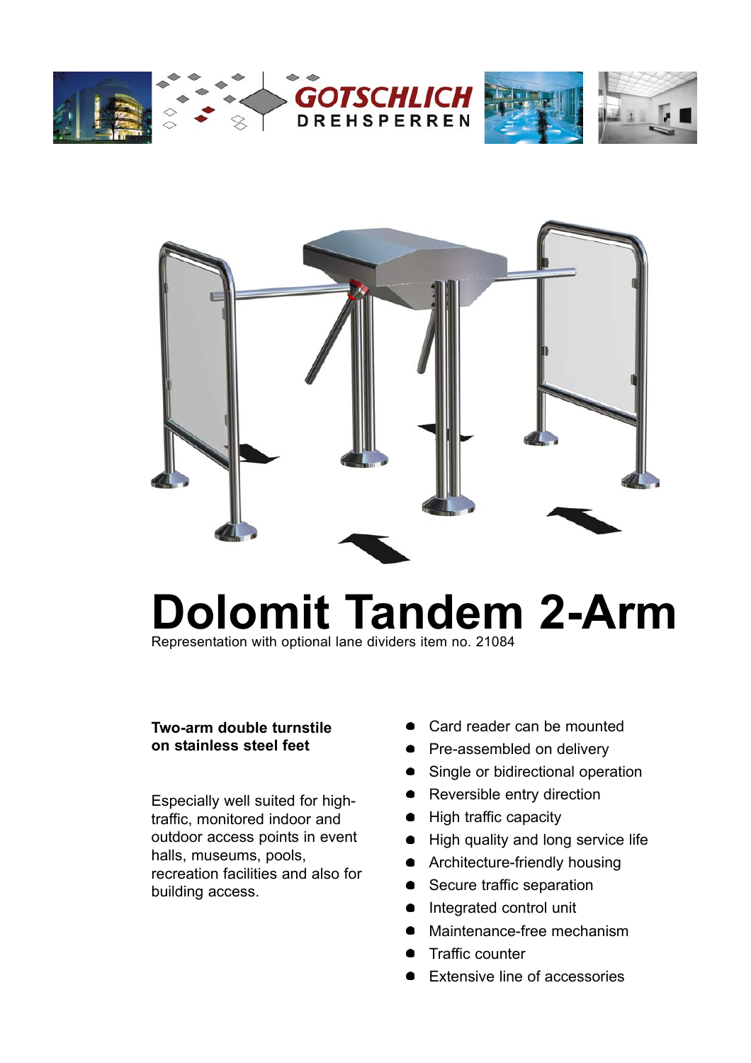GOTSCHLICH
DREHSPERREN

# Dolomit Tandem 2-Arm

Representation with optional lane dividers item no. 21084

**Two-arm double turnstile on stainless steel feet**

Especially well suited for high-traffic, monitored indoor and outdoor access points in event halls, museums, pools, recreation facilities and also for building access.

- Card reader can be mounted
- Pre-assembled on delivery
- Single or bidirectional operation
- Reversible entry direction
- High traffic capacity
- High quality and long service life
- Architecture-friendly housing
- Secure traffic separation
- Integrated control unit
- Maintenance-free mechanism
- Traffic counter
- Extensive line of accessories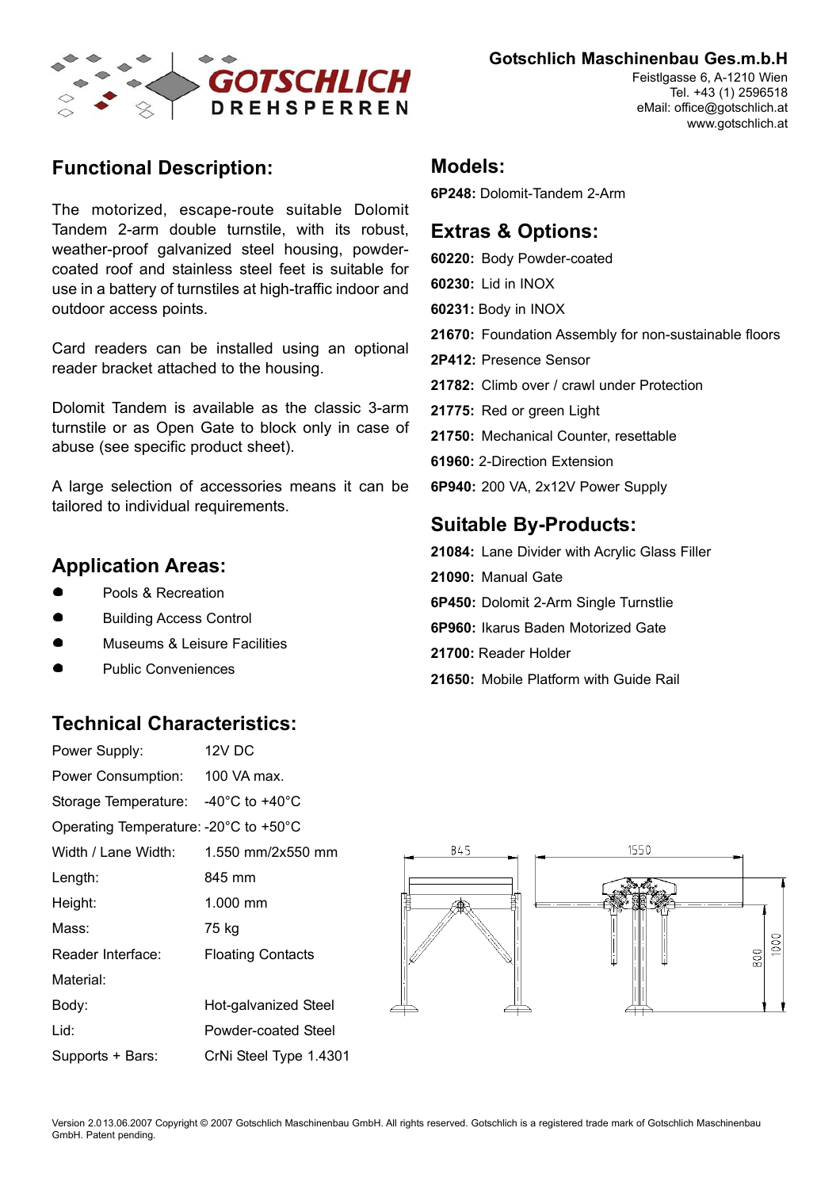**Gotschlich Maschinenbau Ges.m.b.H**
Feistlgasse 6, A-1210 Wien
Tel. +43 (1) 2596518
eMail: office@gotschlich.at
www.gotschlich.at

## Functional Description:

The motorized, escape-route suitable Dolomit Tandem 2-arm double turnstile, with its robust, weather-proof galvanized steel housing, powder-coated roof and stainless steel feet is suitable for use in a battery of turnstiles at high-traffic indoor and outdoor access points.

Card readers can be installed using an optional reader bracket attached to the housing.

Dolomit Tandem is available as the classic 3-arm turnstile or as Open Gate to block only in case of abuse (see specific product sheet).

A large selection of accessories means it can be tailored to individual requirements.

## Application Areas:

- Pools & Recreation
- Building Access Control
- Museums & Leisure Facilities
- Public Conveniences

## Technical Characteristics:

| | |
|---|---|
| Power Supply: | 12V DC |
| Power Consumption: | 100 VA max. |
| Storage Temperature: | -40°C to +40°C |
| Operating Temperature: | -20°C to +50°C |
| Width / Lane Width: | 1.550 mm/2x550 mm |
| Length: | 845 mm |
| Height: | 1.000 mm |
| Mass: | 75 kg |
| Reader Interface: | Floating Contacts |
| Material: | |
| Body: | Hot-galvanized Steel |
| Lid: | Powder-coated Steel |
| Supports + Bars: | CrNi Steel Type 1.4301 |

## Models:

**6P248:** Dolomit-Tandem 2-Arm

## Extras & Options:

**60220:** Body Powder-coated
**60230:** Lid in INOX
**60231:** Body in INOX
**21670:** Foundation Assembly for non-sustainable floors
**2P412:** Presence Sensor
**21782:** Climb over / crawl under Protection
**21775:** Red or green Light
**21750:** Mechanical Counter, resettable
**61960:** 2-Direction Extension
**6P940:** 200 VA, 2x12V Power Supply

## Suitable By-Products:

**21084:** Lane Divider with Acrylic Glass Filler
**21090:** Manual Gate
**6P450:** Dolomit 2-Arm Single Turnstlie
**6P960:** Ikarus Baden Motorized Gate
**21700:** Reader Holder
**21650:** Mobile Platform with Guide Rail

845
1550
800
1000

Version 2.0 13.06.2007 Copyright © 2007 Gotschlich Maschinenbau GmbH. All rights reserved. Gotschlich is a registered trade mark of Gotschlich Maschinenbau GmbH. Patent pending.